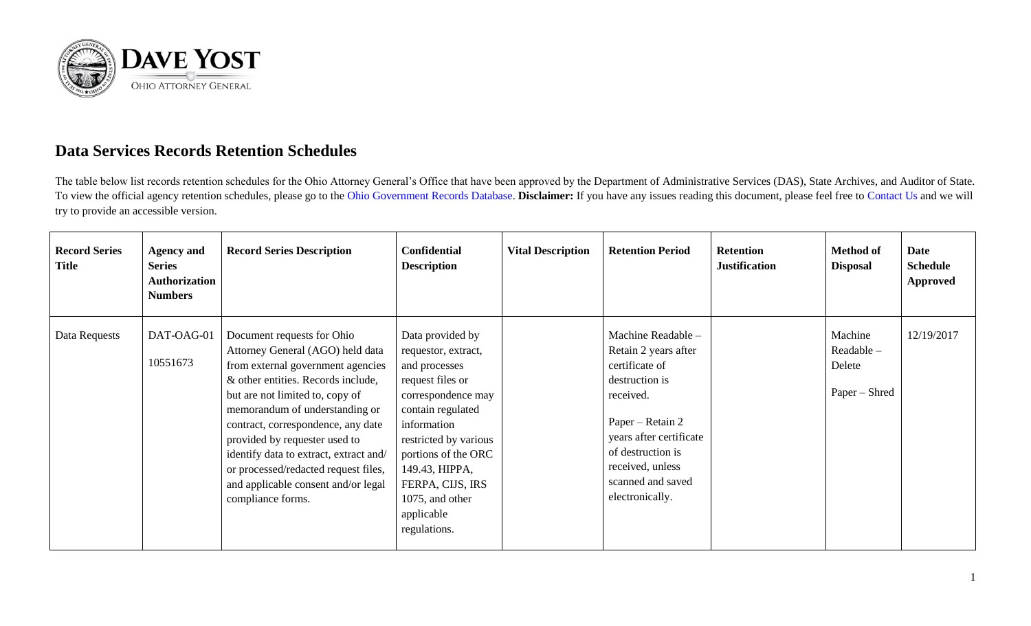DAVE YOST

OHIO ATTORNEY GENERAL

## Data Services Records Retention Schedules

The table below list records retention schedules for the Ohio Attorney General's Office that have been approved by the Department of Administrative Services (DAS), State Archives, and Auditor of State. To view the official agency retention schedules, please go to the Ohio Government Records Database. **Disclaimer:** If you have any issues reading this document, please feel free to Contact Us and we will try to provide an accessible version.

| **Record Series Title** | **Agency and Series Authorization Numbers** | **Record Series Description** | **Confidential Description** | **Vital Description** | **Retention Period** | **Retention Justification** | **Method of Disposal** | **Date Schedule Approved** |
|---|---|---|---|---|---|---|---|---|
| Data Requests | DAT-OAG-01<br><br>10551673 | Document requests for Ohio Attorney General (AGO) held data from external government agencies & other entities. Records include, but are not limited to, copy of memorandum of understanding or contract, correspondence, any date provided by requester used to identify data to extract, extract and/ or processed/redacted request files, and applicable consent and/or legal compliance forms. | Data provided by requestor, extract, and processes request files or correspondence may contain regulated information restricted by various portions of the ORC 149.43, HIPPA, FERPA, CIJS, IRS 1075, and other applicable regulations. | | Machine Readable – Retain 2 years after certificate of destruction is received.<br><br>Paper – Retain 2 years after certificate of destruction is received, unless scanned and saved electronically. | | Machine Readable – Delete<br><br>Paper – Shred | 12/19/2017 |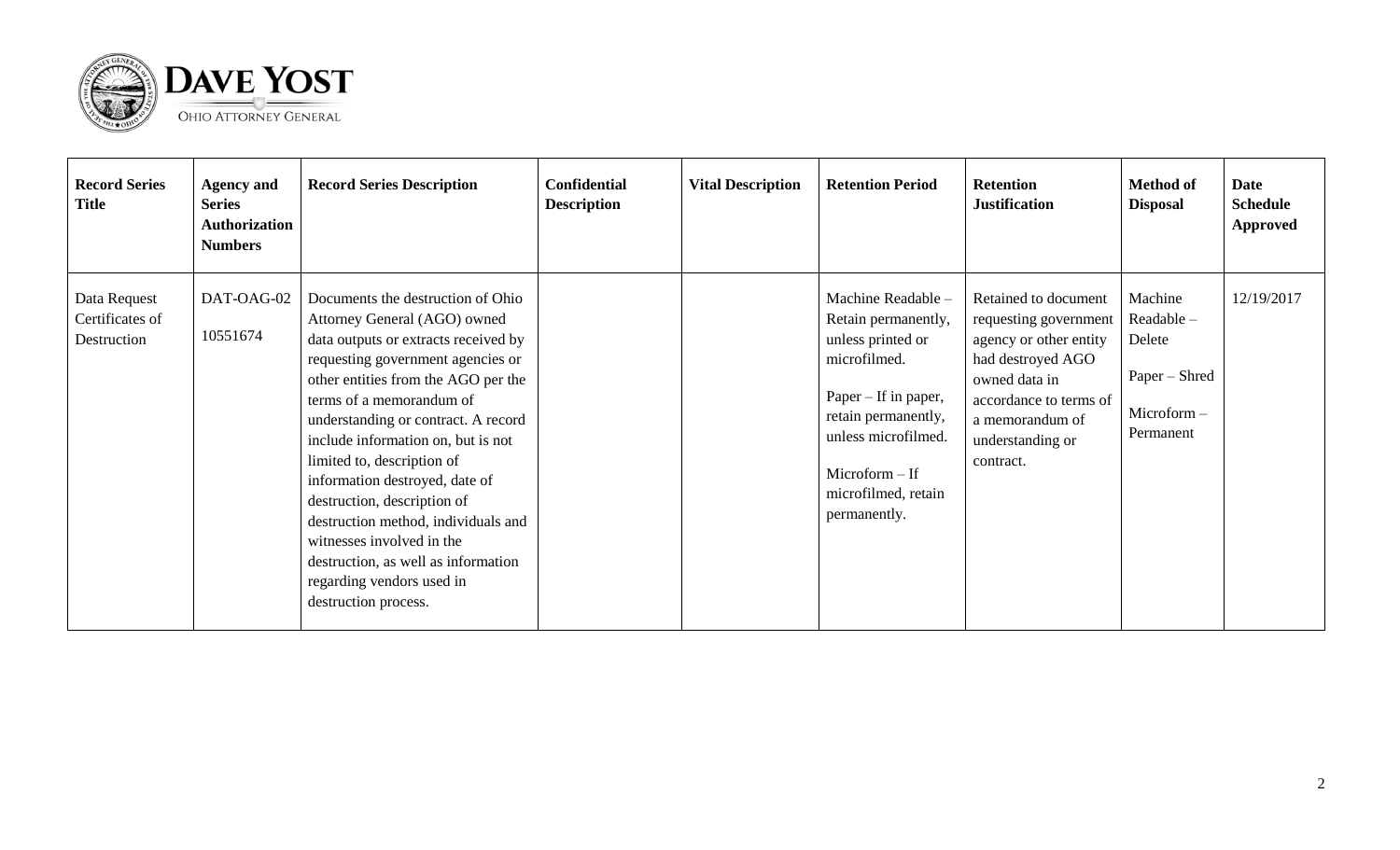**DAVE YOST**
OHIO ATTORNEY GENERAL

| Record Series Title | Agency and Series Authorization Numbers | Record Series Description | Confidential Description | Vital Description | Retention Period | Retention Justification | Method of Disposal | Date Schedule Approved |
|---|---|---|---|---|---|---|---|---|
| Data Request Certificates of Destruction | DAT-OAG-02<br><br>10551674 | Documents the destruction of Ohio Attorney General (AGO) owned data outputs or extracts received by requesting government agencies or other entities from the AGO per the terms of a memorandum of understanding or contract. A record include information on, but is not limited to, description of information destroyed, date of destruction, description of destruction method, individuals and witnesses involved in the destruction, as well as information regarding vendors used in destruction process. | | | Machine Readable – Retain permanently, unless printed or microfilmed.<br><br>Paper – If in paper, retain permanently, unless microfilmed.<br><br>Microform – If microfilmed, retain permanently. | Retained to document requesting government agency or other entity had destroyed AGO owned data in accordance to terms of a memorandum of understanding or contract. | Machine Readable – Delete<br><br>Paper – Shred<br><br>Microform – Permanent | 12/19/2017 |